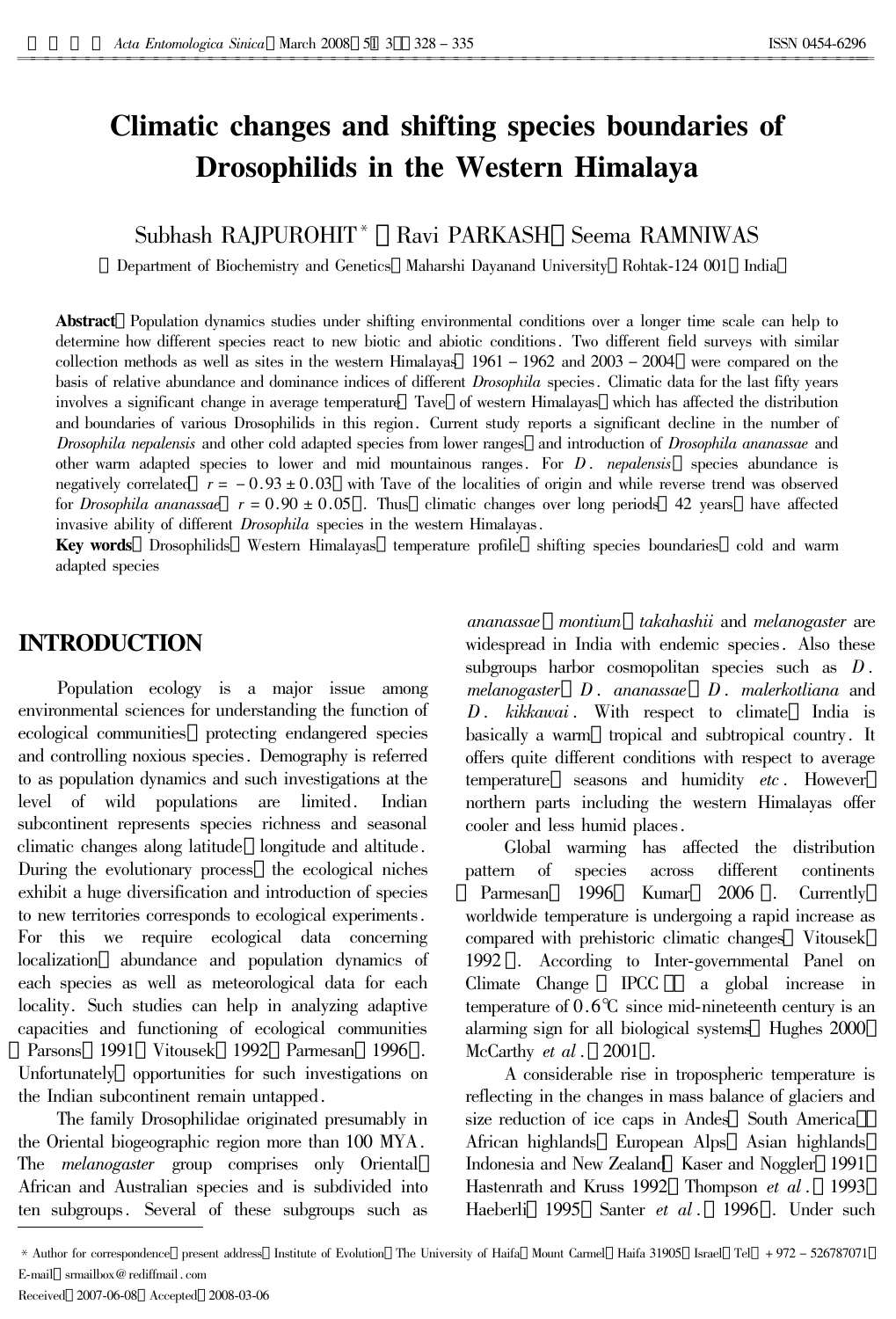# Climatic changes and shifting species boundaries of Drosophilids in the Western Himalaya

Subhash RAJPUROHIT* , Ravi PARKASH, Seema RAMNIWAS

(Department of Biochemistry and Genetics, Maharshi Dayanand University, Rohtak-124 001, India)

**Abstract**: Population dynamics studies under shifting environmental conditions over a longer time scale can help to determine how different species react to new biotic and abiotic conditions. Two different field surveys with similar collection methods as well as sites in the western Himalayas (1961 – 1962 and 2003 – 2004) were compared on the basis of relative abundance and dominance indices of different *Drosophila* species. Climatic data for the last fifty years involves a significant change in average temperature (Tave) of western Himalayas, which has affected the distribution and boundaries of various Drosophilids in this region. Current study reports a significant decline in the number of *Drosophila nepalensis* and other cold adapted species from lower ranges, and introduction of *Drosophila ananassae* and other warm adapted species to lower and mid mountainous ranges. For *D. nepalensis*, species abundance is negatively correlated ($r = -0.93 \pm 0.03$) with Tave of the localities of origin and while reverse trend was observed for *Drosophila ananassae* ($r = 0.90 \pm 0.05$). Thus, climatic changes over long periods (42 years) have affected invasive ability of different *Drosophila* species in the western Himalayas.

**Key words**: Drosophilids; Western Himalayas; temperature profile; shifting species boundaries; cold and warm adapted species

## INTRODUCTION

Population ecology is a major issue among environmental sciences for understanding the function of ecological communities, protecting endangered species and controlling noxious species. Demography is referred to as population dynamics and such investigations at the level of wild populations are limited. Indian subcontinent represents species richness and seasonal climatic changes along latitude, longitude and altitude. During the evolutionary process, the ecological niches exhibit a huge diversification and introduction of species to new territories corresponds to ecological experiments. For this we require ecological data concerning localization, abundance and population dynamics of each species as well as meteorological data for each locality. Such studies can help in analyzing adaptive capacities and functioning of ecological communities (Parsons, 1991; Vitousek, 1992; Parmesan, 1996). Unfortunately, opportunities for such investigations on the Indian subcontinent remain untapped.

The family Drosophilidae originated presumably in the Oriental biogeographic region more than 100 MYA. The *melanogaster* group comprises only Oriental, African and Australian species and is subdivided into ten subgroups. Several of these subgroups such as *ananassae*, *montium*, *takahashii* and *melanogaster* are widespread in India with endemic species. Also these subgroups harbor cosmopolitan species such as *D. melanogaster*, *D. ananassae*, *D. malerkotliana* and *D. kikkawai*. With respect to climate, India is basically a warm, tropical and subtropical country. It offers quite different conditions with respect to average temperature, seasons and humidity *etc*. However, northern parts including the western Himalayas offer cooler and less humid places.

Global warming has affected the distribution pattern of species across different continents (Parmesan, 1996; Kumar, 2006). Currently, worldwide temperature is undergoing a rapid increase as compared with prehistoric climatic changes (Vitousek, 1992). According to Inter-governmental Panel on Climate Change (IPCC), a global increase in temperature of 0.6℃ since mid-nineteenth century is an alarming sign for all biological systems (Hughes 2000; McCarthy *et al*., 2001).

A considerable rise in tropospheric temperature is reflecting in the changes in mass balance of glaciers and size reduction of ice caps in Andes (South America), African highlands, European Alps, Asian highlands, Indonesia and New Zealand (Kaser and Noggler, 1991; Hastenrath and Kruss 1992; Thompson *et al*., 1993; Haeberli, 1995; Santer *et al*., 1996). Under such

* Author for correspondence, present address: Institute of Evolution, The University of Haifa, Mount Carmel, Haifa 31905, Israel, Tel: + 972 – 526787071; E-mail: srmailbox@rediffmail.com

Received: 2007-06-08; Accepted: 2008-03-06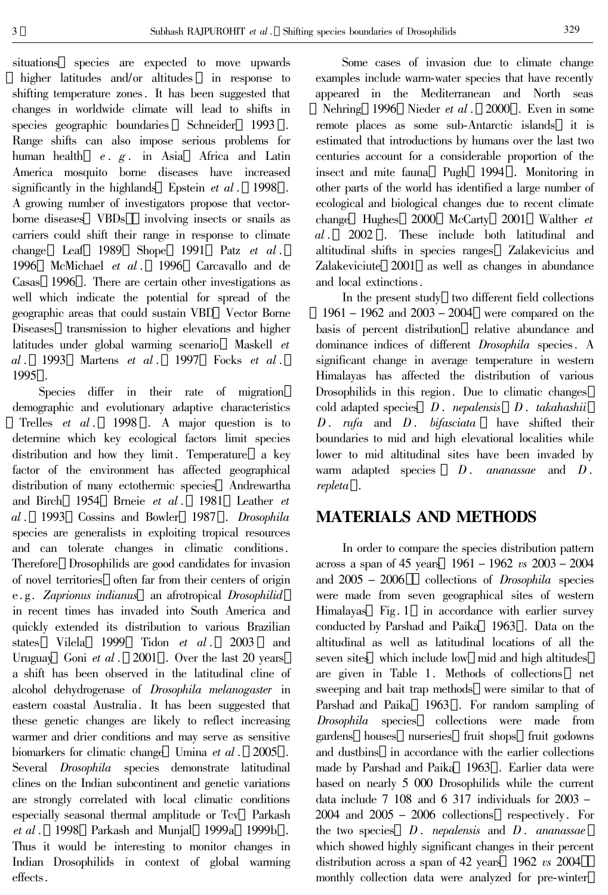situations, species are expected to move upwards (higher latitudes and/or altitudes) in response to shifting temperature zones. It has been suggested that changes in worldwide climate will lead to shifts in species geographic boundaries (Schneider, 1993). Range shifts can also impose serious problems for human health, *e. g.* in Asia, Africa and Latin America mosquito borne diseases have increased significantly in the highlands (Epstein *et al.*, 1998). A growing number of investigators propose that vector-borne diseases (VBDs), involving insects or snails as carriers could shift their range in response to climate change (Leaf, 1989; Shope, 1991; Patz *et al.*, 1996; McMichael *et al.*, 1996; Carcavallo and de Casas, 1996). There are certain other investigations as well which indicate the potential for spread of the geographic areas that could sustain VBD (Vector Borne Diseases) transmission to higher elevations and higher latitudes under global warming scenario (Maskell *et al.*, 1993; Martens *et al.*, 1997; Focks *et al.*, 1995).

Species differ in their rate of migration, demographic and evolutionary adaptive characteristics (Trelles *et al.*, 1998). A major question is to determine which key ecological factors limit species distribution and how they limit. Temperature, a key factor of the environment has affected geographical distribution of many ectothermic species (Andrewartha and Birch, 1954; Brneie *et al.*, 1981; Leather *et al.*, 1993; Cossins and Bowler, 1987). *Drosophila* species are generalists in exploiting tropical resources and can tolerate changes in climatic conditions. Therefore, Drosophilids are good candidates for invasion of novel territories, often far from their centers of origin e.g. *Zaprionus indianus* (an afrotropical *Drosophilid*) in recent times has invaded into South America and quickly extended its distribution to various Brazilian states (Vilela, 1999; Tidon *et al.*, 2003) and Uruguay (Goni *et al.*, 2001). Over the last 20 years, a shift has been observed in the latitudinal cline of alcohol dehydrogenase of *Drosophila melanogaster* in eastern coastal Australia. It has been suggested that these genetic changes are likely to reflect increasing warmer and drier conditions and may serve as sensitive biomarkers for climatic change (Umina *et al.*, 2005). Several *Drosophila* species demonstrate latitudinal clines on the Indian subcontinent and genetic variations are strongly correlated with local climatic conditions especially seasonal thermal amplitude or Tcv (Parkash *et al.*, 1998; Parkash and Munjal, 1999a, 1999b). Thus it would be interesting to monitor changes in Indian Drosophilids in context of global warming effects.

Some cases of invasion due to climate change examples include warm-water species that have recently appeared in the Mediterranean and North seas (Nehring, 1996; Nieder *et al.*, 2000). Even in some remote places as some sub-Antarctic islands, it is estimated that introductions by humans over the last two centuries account for a considerable proportion of the insect and mite fauna (Pugh, 1994). Monitoring in other parts of the world has identified a large number of ecological and biological changes due to recent climate change (Hughes, 2000; McCarty, 2001; Walther *et al.*, 2002). These include both latitudinal and altitudinal shifts in species ranges (Zalakevicius and Zalakeviciute, 2001) as well as changes in abundance and local extinctions.

In the present study, two different field collections (1961–1962 and 2003–2004) were compared on the basis of percent distribution, relative abundance and dominance indices of different *Drosophila* species. A significant change in average temperature in western Himalayas has affected the distribution of various Drosophilids in this region. Due to climatic changes, cold adapted species (*D. nepalensis*, *D. takahashii*, *D. rufa* and *D. bifasciata*) have shifted their boundaries to mid and high elevational localities while lower to mid altitudinal sites have been invaded by warm adapted species (*D. ananassae* and *D. repleta*).

## MATERIALS AND METHODS

In order to compare the species distribution pattern across a span of 45 years (1961–1962 *vs* 2003–2004 and 2005–2006), collections of *Drosophila* species were made from seven geographical sites of western Himalayas (Fig. 1) in accordance with earlier survey conducted by Parshad and Paika (1963). Data on the altitudinal as well as latitudinal locations of all the seven sites (which include low, mid and high altitudes) are given in Table 1. Methods of collections (net sweeping and bait trap methods) were similar to that of Parshad and Paika (1963). For random sampling of *Drosophila* species, collections were made from gardens, houses, nurseries, fruit shops, fruit godowns and dustbins, in accordance with the earlier collections made by Parshad and Paika (1963). Earlier data were based on nearly 5 000 Drosophilids while the current data include 7 108 and 6 317 individuals for 2003–2004 and 2005–2006 collections, respectively. For the two species (*D. nepalensis* and *D. ananassae*) which showed highly significant changes in their percent distribution across a span of 42 years (1962 *vs* 2004), monthly collection data were analyzed for pre-winter,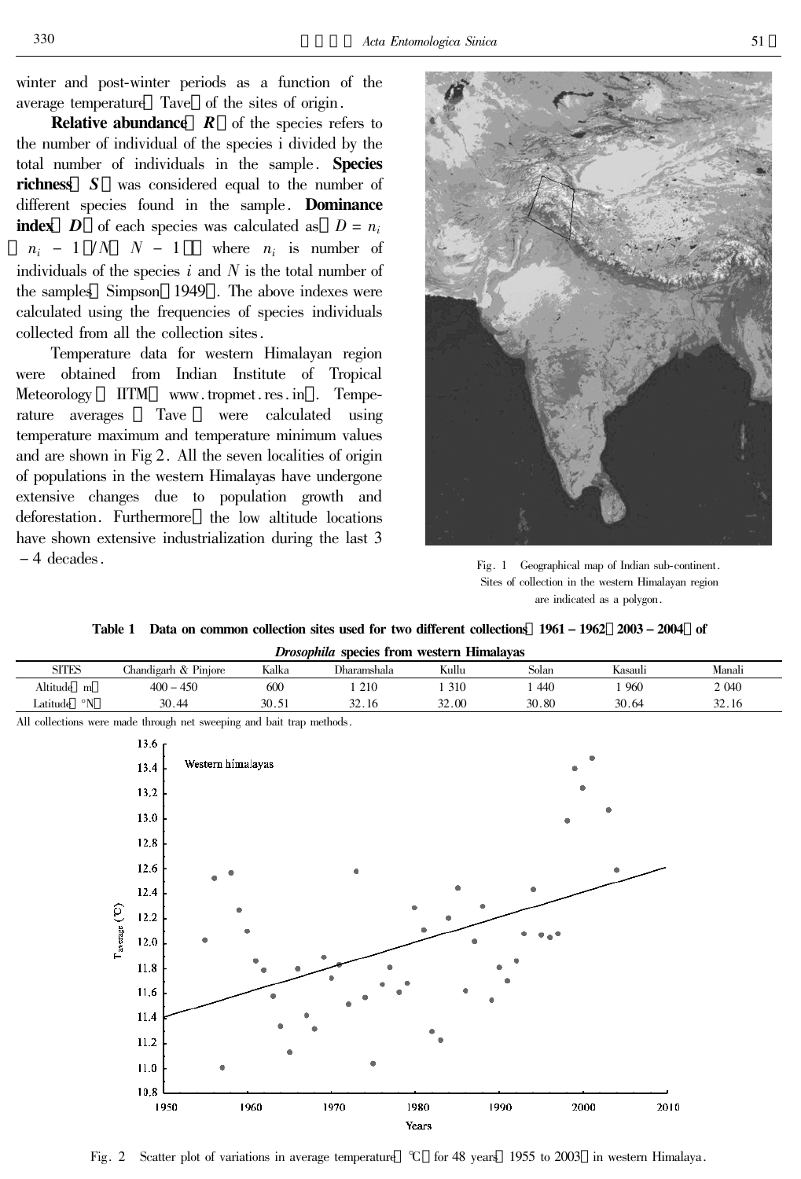winter and post-winter periods as a function of the average temperature (Tave) of the sites of origin.

**Relative abundance** (***R***) of the species refers to the number of individual of the species i divided by the total number of individuals in the sample. **Species richness** (***S***) was considered equal to the number of different species found in the sample. **Dominance index** (***D***) of each species was calculated as: $D = n_i(n_i - 1)/N(N - 1)$, where $n_i$ is number of individuals of the species $i$ and $N$ is the total number of the samples (Simpson, 1949). The above indexes were calculated using the frequencies of species individuals collected from all the collection sites.

Temperature data for western Himalayan region were obtained from Indian Institute of Tropical Meteorology (IITM; www.tropmet.res.in). Temperature averages (Tave) were calculated using temperature maximum and temperature minimum values and are shown in Fig 2. All the seven localities of origin of populations in the western Himalayas have undergone extensive changes due to population growth and deforestation. Furthermore, the low altitude locations have shown extensive industrialization during the last 3 – 4 decades.

Fig. 1 Geographical map of Indian sub-continent. Sites of collection in the western Himalayan region are indicated as a polygon.

**Table 1 Data on common collection sites used for two different collections (1961 – 1962, 2003 – 2004) of *Drosophila* species from western Himalayas**

| SITES | Chandigarh & Pinjore | Kalka | Dharamshala | Kullu | Solan | Kasauli | Manali |
|---|---|---|---|---|---|---|---|
| Altitude (m) | 400 – 450 | 600 | 1 210 | 1 310 | 1 440 | 1 960 | 2 040 |
| Latitude (°N) | 30.44 | 30.51 | 32.16 | 32.00 | 30.80 | 30.64 | 32.16 |

All collections were made through net sweeping and bait trap methods.

Fig. 2 Scatter plot of variations in average temperature (℃) for 48 years (1955 to 2003) in western Himalaya.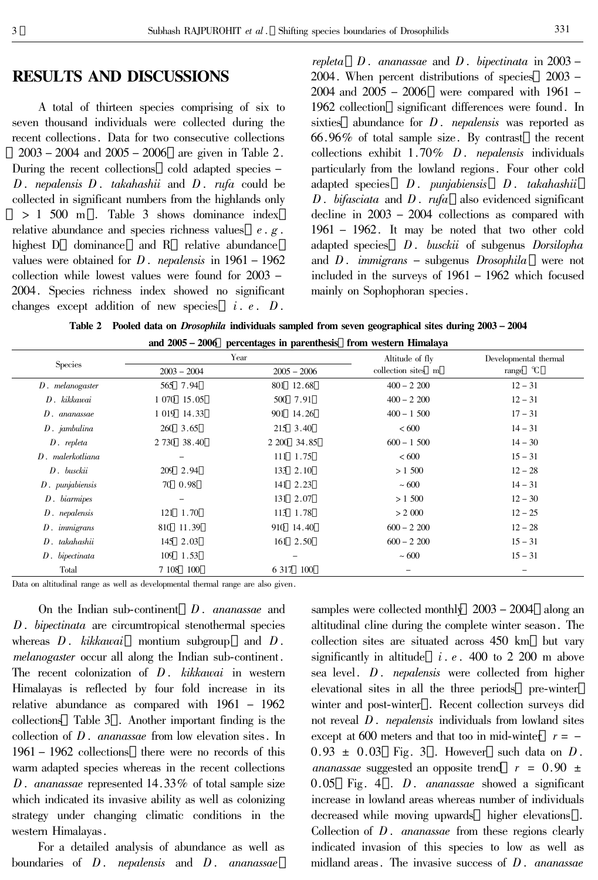## RESULTS AND DISCUSSIONS

A total of thirteen species comprising of six to seven thousand individuals were collected during the recent collections. Data for two consecutive collections (2003 – 2004 and 2005 – 2006) are given in Table 2. During the recent collections, cold adapted species – *D. nepalensis*, *D. takahashii* and *D. rufa* could be collected in significant numbers from the highlands only (> 1 500 m). Table 3 shows dominance index, relative abundance and species richness values, *e.g.* highest D (dominance) and R (relative abundance) values were obtained for *D. nepalensis* in 1961 – 1962 collection while lowest values were found for 2003 – 2004. Species richness index showed no significant changes except addition of new species, *i.e.* *D. repleta*, *D. ananassae* and *D. bipectinata* in 2003 – 2004. When percent distributions of species (2003 – 2004 and 2005 – 2006) were compared with 1961 – 1962 collection, significant differences were found. In sixties, abundance for *D. nepalensis* was reported as 66.96% of total sample size. By contrast, the recent collections exhibit 1.70% *D. nepalensis* individuals particularly from the lowland regions. Four other cold adapted species (*D. punjabiensis*, *D. takahashii*, *D. bifasciata* and *D. rufa*) also evidenced significant decline in 2003 – 2004 collections as compared with 1961 – 1962. It may be noted that two other cold adapted species (*D. busckii* of subgenus *Dorsilopha* and *D. immigrans* – subgenus *Drosophila*) were not included in the surveys of 1961 – 1962 which focused mainly on Sophophoran species.

**Table 2 Pooled data on *Drosophila* individuals sampled from seven geographical sites during 2003 – 2004 and 2005 – 2006 (percentages in parenthesis) from western Himalaya**

| Species | Year | | Altitude of fly collection sites (m) | Developmental thermal range (℃) |
|---|---|---|---|---|
| | 2003 – 2004 | 2005 – 2006 | | |
| *D. melanogaster* | 565 (7.94) | 801 (12.68) | 400 – 2 200 | 12 – 31 |
| *D. kikkawai* | 1 070 (15.05) | 500 (7.91) | 400 – 2 200 | 12 – 31 |
| *D. ananassae* | 1 019 (14.33) | 901 (14.26) | 400 – 1 500 | 17 – 31 |
| *D. jambulina* | 260 (3.65) | 215 (3.40) | < 600 | 14 – 31 |
| *D. repleta* | 2 730 (38.40) | 2 200 (34.85) | 600 – 1 500 | 14 – 30 |
| *D. malerkotliana* | – | 111 (1.75) | < 600 | 15 – 31 |
| *D. busckii* | 209 (2.94) | 133 (2.10) | > 1 500 | 12 – 28 |
| *D. punjabiensis* | 70 (0.98) | 141 (2.23) | ~ 600 | 14 – 31 |
| *D. biarmipes* | – | 131 (2.07) | > 1 500 | 12 – 30 |
| *D. nepalensis* | 121 (1.70) | 113 (1.78) | > 2 000 | 12 – 25 |
| *D. immigrans* | 810 (11.39) | 910 (14.40) | 600 – 2 200 | 12 – 28 |
| *D. takahashii* | 145 (2.03) | 161 (2.50) | 600 – 2 200 | 15 – 31 |
| *D. bipectinata* | 109 (1.53) | – | ~ 600 | 15 – 31 |
| Total | 7 108 (100) | 6 317 (100) | – | – |

Data on altitudinal range as well as developmental thermal range are also given.

On the Indian sub-continent, *D. ananassae* and *D. bipectinata* are circumtropical stenothermal species whereas *D. kikkawai* (montium subgroup) and *D. melanogaster* occur all along the Indian sub-continent. The recent colonization of *D. kikkawai* in western Himalayas is reflected by four fold increase in its relative abundance as compared with 1961 – 1962 collections (Table 3). Another important finding is the collection of *D. ananassae* from low elevation sites. In 1961 – 1962 collections, there were no records of this warm adapted species whereas in the recent collections *D. ananassae* represented 14.33% of total sample size which indicated its invasive ability as well as colonizing strategy under changing climatic conditions in the western Himalayas.

For a detailed analysis of abundance as well as boundaries of *D. nepalensis* and *D. ananassae*, samples were collected monthly (2003 – 2004) along an altitudinal cline during the complete winter season. The collection sites are situated across 450 km, but vary significantly in altitude (*i.e.* 400 to 2 200 m above sea level. *D. nepalensis* were collected from higher elevational sites in all the three periods (pre-winter, winter and post-winter). Recent collection surveys did not reveal *D. nepalensis* individuals from lowland sites except at 600 meters and that too in mid-winter ($r = -0.93 \pm 0.03$, Fig. 3). However, such data on *D. ananassae* suggested an opposite trend ($r = 0.90 \pm 0.05$, Fig. 4). *D. ananassae* showed a significant increase in lowland areas whereas number of individuals decreased while moving upwards (higher elevations). Collection of *D. ananassae* from these regions clearly indicated invasion of this species to low as well as midland areas. The invasive success of *D. ananassae*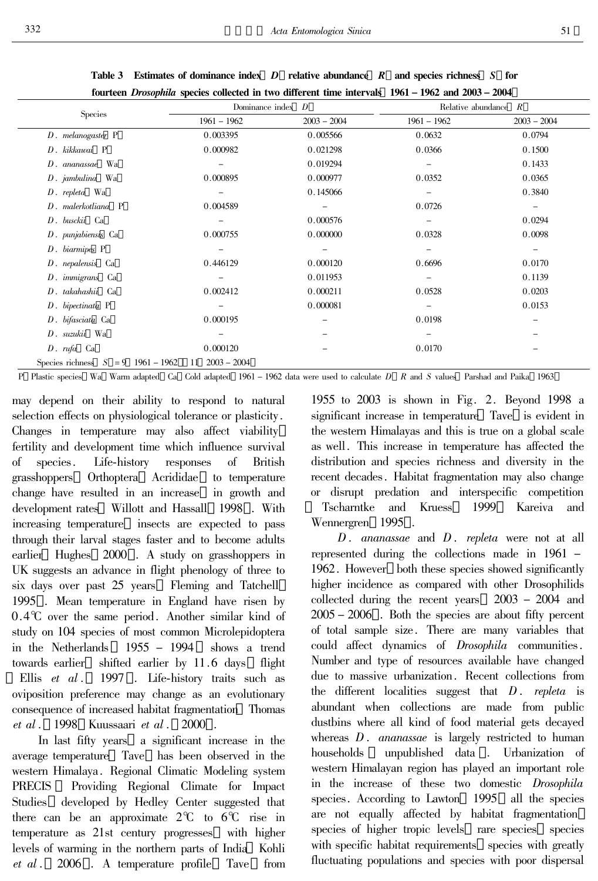**Table 3 Estimates of dominance index (*D*), relative abundance (*R*) and species richness (*S*) for fourteen *Drosophila* species collected in two different time intervals (1961 – 1962 and 2003 – 2004)**

| Species | Dominance index (*D*) | | Relative abundance (*R*) | |
|---|---|---|---|---|
| | 1961 – 1962 | 2003 – 2004 | 1961 – 1962 | 2003 – 2004 |
| *D. melanogaster* (P) | 0.003395 | 0.005566 | 0.0632 | 0.0794 |
| *D. kikkawai* (P) | 0.000982 | 0.021298 | 0.0366 | 0.1500 |
| *D. ananassae* (Wa) | – | 0.019294 | – | 0.1433 |
| *D. jambulina* (Wa) | 0.000895 | 0.000977 | 0.0352 | 0.0365 |
| *D. repleta* (Wa) | – | 0.145066 | – | 0.3840 |
| *D. malerkotliana* (P) | 0.004589 | – | 0.0726 | – |
| *D. busckii* (Ca) | – | 0.000576 | – | 0.0294 |
| *D. punjabiensis* (Ca) | 0.000755 | 0.000000 | 0.0328 | 0.0098 |
| *D. biarmipes* (P) | – | – | – | – |
| *D. nepalensis* (Ca) | 0.446129 | 0.000120 | 0.6696 | 0.0170 |
| *D. immigrans* (Ca) | – | 0.011953 | – | 0.1139 |
| *D. takahashii* (Ca) | 0.002412 | 0.000211 | 0.0528 | 0.0203 |
| *D. bipectinata* (P) | – | 0.000081 | – | 0.0153 |
| *D. bifasciata* (Ca) | 0.000195 | – | 0.0198 | – |
| *D. suzukii* (Wa) | – | – | – | – |
| *D. rufa* (Ca) | 0.000120 | – | 0.0170 | – |
| Species richness ( *S* ) = 9 (1961 – 1962), 11 (2003 – 2004) | | | | |

P: Plastic species; Wa: Warm adapted; Ca: Cold adapted; 1961 – 1962 data were used to calculate *D*, *R* and *S* values (Parshad and Paika, 1963).

may depend on their ability to respond to natural selection effects on physiological tolerance or plasticity. Changes in temperature may also affect viability, fertility and development time which influence survival of species. Life-history responses of British grasshoppers (Orthoptera: Acrididae) to temperature change have resulted in an increase in growth and development rates (Willott and Hassall, 1998). With increasing temperature, insects are expected to pass through their larval stages faster and to become adults earlier (Hughes, 2000). A study on grasshoppers in UK suggests an advance in flight phenology of three to six days over past 25 years (Fleming and Tatchell, 1995). Mean temperature in England have risen by 0.4℃ over the same period. Another similar kind of study on 104 species of most common Microlepidoptera in the Netherlands (1955 – 1994) shows a trend towards earlier (shifted earlier by 11.6 days) flight (Ellis *et al*., 1997). Life-history traits such as oviposition preference may change as an evolutionary consequence of increased habitat fragmentation (Thomas *et al*., 1998; Kuussaari *et al*., 2000).

In last fifty years, a significant increase in the average temperature (Tave) has been observed in the western Himalaya. Regional Climatic Modeling system PRECIS (Providing Regional Climate for Impact Studies) developed by Hedley Center suggested that there can be an approximate 2℃ to 6℃ rise in temperature as 21st century progresses, with higher levels of warming in the northern parts of India (Kohli *et al*., 2006). A temperature profile (Tave) from 1955 to 2003 is shown in Fig. 2. Beyond 1998 a significant increase in temperature (Tave) is evident in the western Himalayas and this is true on a global scale as well. This increase in temperature has affected the distribution and species richness and diversity in the recent decades. Habitat fragmentation may also change or disrupt predation and interspecific competition (Tscharntke and Kruess, 1999; Kareiva and Wennergren, 1995).

*D. ananassae* and *D. repleta* were not at all represented during the collections made in 1961 – 1962. However, both these species showed significantly higher incidence as compared with other Drosophilids collected during the recent years (2003 – 2004 and 2005 – 2006). Both the species are about fifty percent of total sample size. There are many variables that could affect dynamics of *Drosophila* communities. Number and type of resources available have changed due to massive urbanization. Recent collections from the different localities suggest that *D. repleta* is abundant when collections are made from public dustbins where all kind of food material gets decayed whereas *D. ananassae* is largely restricted to human households (unpublished data). Urbanization of western Himalayan region has played an important role in the increase of these two domestic *Drosophila* species. According to Lawton (1995) all the species are not equally affected by habitat fragmentation; species of higher tropic levels, rare species, species with specific habitat requirements, species with greatly fluctuating populations and species with poor dispersal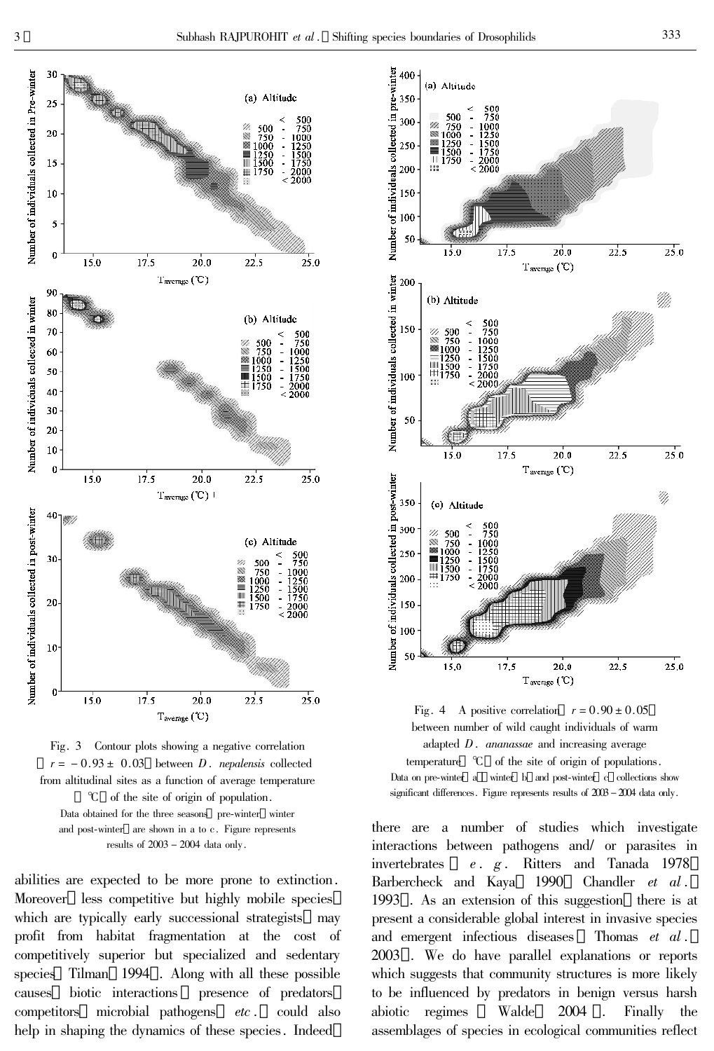Fig. 3 Contour plots showing a negative correlation ($r = -0.93 \pm 0.03$) between *D. nepalensis* collected from altitudinal sites as a function of average temperature (℃) of the site of origin of population.

Data obtained for the three seasons (pre-winter, winter and post-winter) are shown in a to c. Figure represents results of 2003 – 2004 data only.

Fig. 4 A positive correlation ($r = 0.90 \pm 0.05$) between number of wild caught individuals of warm adapted *D. ananassae* and increasing average temperature (℃) of the site of origin of populations.

Data on pre-winter (a), winter (b) and post-winter (c) collections show significant differences. Figure represents results of 2003 – 2004 data only.

abilities are expected to be more prone to extinction. Moreover, less competitive but highly mobile species, which are typically early successional strategists, may profit from habitat fragmentation at the cost of competitively superior but specialized and sedentary species (Tilman, 1994). Along with all these possible causes, biotic interactions (presence of predators, competitors, microbial pathogens, *etc.*) could also help in shaping the dynamics of these species. Indeed, there are a number of studies which investigate interactions between pathogens and/ or parasites in invertebrates (*e. g.* Ritters and Tanada 1978; Barbercheck and Kaya, 1990; Chandler *et al.*, 1993). As an extension of this suggestion, there is at present a considerable global interest in invasive species and emergent infectious diseases (Thomas *et al.*, 2003). We do have parallel explanations or reports which suggests that community structures is more likely to be influenced by predators in benign versus harsh abiotic regimes (Walde, 2004). Finally the assemblages of species in ecological communities reflect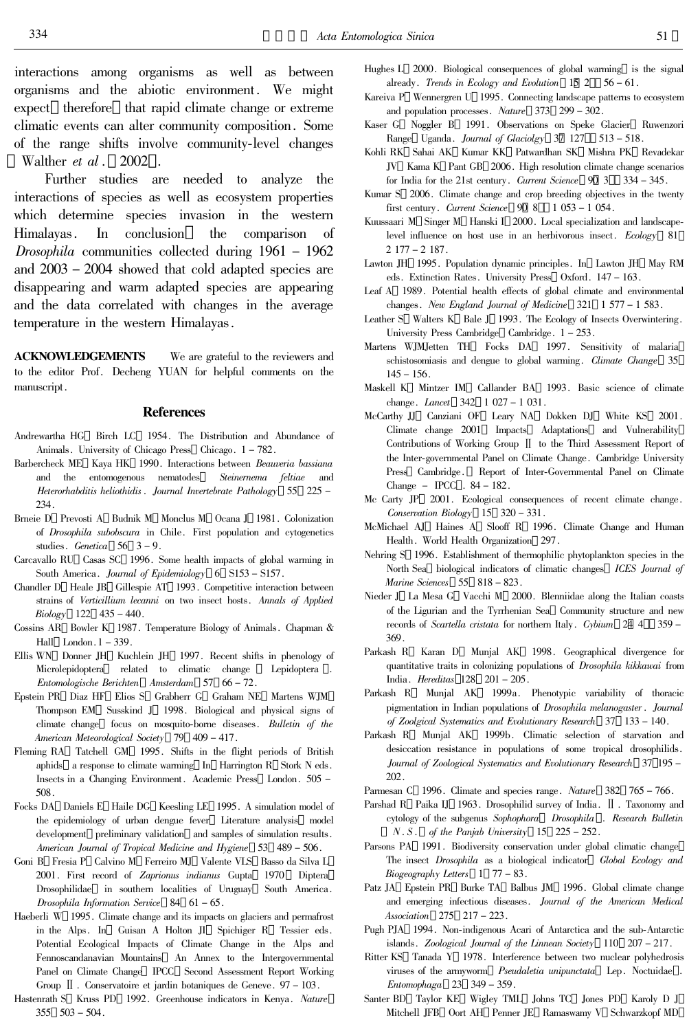interactions among organisms as well as between organisms and the abiotic environment. We might expect, therefore, that rapid climate change or extreme climatic events can alter community composition. Some of the range shifts involve community-level changes (Walther *et al*., 2002).

Further studies are needed to analyze the interactions of species as well as ecosystem properties which determine species invasion in the western Himalayas. In conclusion, the comparison of *Drosophila* communities collected during 1961 – 1962 and 2003 – 2004 showed that cold adapted species are disappearing and warm adapted species are appearing and the data correlated with changes in the average temperature in the western Himalayas.

**ACKNOWLEDGEMENTS** We are grateful to the reviewers and to the editor Prof. Decheng YUAN for helpful comments on the manuscript.

## References

Andrewartha HG, Birch LC, 1954. The Distribution and Abundance of Animals. University of Chicago Press, Chicago. 1 – 782.

Barbercheck ME, Kaya HK, 1990. Interactions between *Beauveria bassiana* and the entomogenous nematodes, *Steinernema feltiae* and *Heterorhabditis heliothidis*. *Journal Invertebrate Pathology*, 55: 225 – 234.

Brneie D, Prevosti A, Budnik M, Monclus M, Ocana J, 1981. Colonization of *Drosophila subobscura* in Chile. First population and cytogenetics studies. *Genetica*, 56: 3 – 9.

Carcavallo RU, Casas SC, 1996. Some health impacts of global warming in South America. *Journal of Epidemiology*, 6: S153 – S157.

Chandler D, Heale JB, Gillespie AT, 1993. Competitive interaction between strains of *Verticillium lecanni* on two insect hosts. *Annals of Applied Biology*, 122: 435 – 440.

Cossins AR, Bowler K, 1987. Temperature Biology of Animals. Chapman & Hall, London. 1 – 339.

Ellis WN, Donner JH, Kuchlein JH, 1997. Recent shifts in phenology of Microlepidoptera, related to climatic change (Lepidoptera). *Entomologische Berichten (Amsterdam)*, 57: 66 – 72.

Epstein PR, Diaz HF, Elios S, Grabherr G, Graham NE, Martens WJM, Thompson EM, Susskind J, 1998. Biological and physical signs of climate change: focus on mosquito-borne diseases. *Bulletin of the American Meteorological Society*, 79: 409 – 417.

Fleming RA, Tatchell GM, 1995. Shifts in the flight periods of British aphids: a response to climate warming? In: Harrington R, Stork N eds. Insects in a Changing Environment. Academic Press, London. 505 – 508.

Focks DA, Daniels E, Haile DG, Keesling LE, 1995. A simulation model of the epidemiology of urban dengue fever: Literature analysis, model development, preliminary validation, and samples of simulation results. *American Journal of Tropical Medicine and Hygiene*, 53: 489 – 506.

Goni B, Fresia P, Calvino M, Ferreiro MJ, Valente VLS, Basso da Silva L, 2001. First record of *Zaprionus indianus* Gupta, 1970 (Diptera: Drosophilidae) in southern localities of Uruguay, South America. *Drosophila Information Service*, 84: 61 – 65.

Haeberli W, 1995. Climate change and its impacts on glaciers and permafrost in the Alps. In: Guisan A, Holton JI, Spichiger R, Tessier eds. Potential Ecological Impacts of Climate Change in the Alps and Fennoscandanavian Mountains. An Annex to the Intergovernmental Panel on Climate Change (IPCC) Second Assessment Report Working Group II. Conservatoire et jardin botaniques de Geneve. 97 – 103.

Hastenrath S, Kruss PD, 1992. Greenhouse indicators in Kenya. *Nature*, 355: 503 – 504.

Hughes L, 2000. Biological consequences of global warming: is the signal already. *Trends in Ecology and Evolution*, 15(2): 56 – 61.

Kareiva P, Wennergren U, 1995. Connecting landscape patterns to ecosystem and population processes. *Nature*, 373: 299 – 302.

Kaser G, Noggler B, 1991. Observations on Speke Glacier, Ruwenzori Range, Uganda. *Journal of Glaciolgy*, 37(127): 513 – 518.

Kohli RK, Sahai AK, Kumar KK, Patwardhan SK, Mishra PK, Revadekar JV, Kama K, Pant GB, 2006. High resolution climate change scenarios for India for the 21st century. *Current Science*, 90(3): 334 – 345.

Kumar S, 2006. Climate change and crop breeding objectives in the twenty first century. *Current Science*, 90(8): 1 053 – 1 054.

Kuussaari M, Singer M, Hanski I, 2000. Local specialization and landscape-level influence on host use in an herbivorous insect. *Ecology*, 81: 2 177 – 2 187.

Lawton JH, 1995. Population dynamic principles. In: Lawton JH, May RM eds. Extinction Rates. University Press, Oxford. 147 – 163.

Leaf A, 1989. Potential health effects of global climate and environmental changes. *New England Journal of Medicine*, 321: 1 577 – 1 583.

Leather S, Walters K, Bale J, 1993. The Ecology of Insects Overwintering. University Press Cambridge, Cambridge. 1 – 253.

Martens WJMJetten TH, Focks DA, 1997. Sensitivity of malaria, schistosomiasis and dengue to global warming. *Climate Change*, 35: 145 – 156.

Maskell K, Mintzer IM, Callander BA, 1993. Basic science of climate change. *Lancet*, 342: 1 027 – 1 031.

McCarthy JJ, Canziani OF, Leary NA, Dokken DJ, White KS, 2001. Climate change 2001: Impacts, Adaptations and Vulnerability. Contributions of Working Group II to the Third Assessment Report of the Inter-governmental Panel on Climate Change. Cambridge University Press, Cambridge. (Report of Inter-Governmental Panel on Climate Change – IPCC). 84 – 182.

Mc Carty JP, 2001. Ecological consequences of recent climate change. *Conservation Biology*, 15: 320 – 331.

McMichael AJ, Haines A, Slooff R, 1996. Climate Change and Human Health. World Health Organization, 297.

Nehring S, 1996. Establishment of thermophilic phytoplankton species in the North Sea: biological indicators of climatic changes? *ICES Journal of Marine Sciences*, 55: 818 – 823.

Nieder J, La Mesa G, Vacchi M, 2000. Blenniidae along the Italian coasts of the Ligurian and the Tyrrhenian Sea: Community structure and new records of *Scartella cristata* for northern Italy. *Cybium*, 24(4): 359 – 369.

Parkash R, Karan D, Munjal AK, 1998. Geographical divergence for quantitative traits in colonizing populations of *Drosophila kikkawai* from India. *Hereditas*, 128: 201 – 205.

Parkash R, Munjal AK, 1999a. Phenotypic variability of thoracic pigmentation in Indian populations of *Drosophila melanogaster*. *Journal of Zoolgical Systematics and Evolutionary Research*, 37: 133 – 140.

Parkash R, Munjal AK, 1999b. Climatic selection of starvation and desiccation resistance in populations of some tropical drosophilids. *Journal of Zoological Systematics and Evolutionary Research*, 37: 195 – 202.

Parmesan C, 1996. Climate and species range. *Nature*, 382: 765 – 766.

Parshad R, Paika IJ, 1963. Drosophilid survey of India. II. Taxonomy and cytology of the subgenus *Sophophora* (*Drosophila*). *Research Bulletin* (*N.S.*) *of the Panjab University*, 15: 225 – 252.

Parsons PA, 1991. Biodiversity conservation under global climatic change: The insect *Drosophila* as a biological indicator? *Global Ecology and Biogeography Letters*, 1: 77 – 83.

Patz JA, Epstein PR, Burke TA, Balbus JM, 1996. Global climate change and emerging infectious diseases. *Journal of the American Medical Association*, 275: 217 – 223.

Pugh PJA, 1994. Non-indigenous Acari of Antarctica and the sub-Antarctic islands. *Zoological Journal of the Linnean Society*, 110: 207 – 217.

Ritter KS, Tanada Y, 1978. Interference between two nuclear polyhedrosis viruses of the armyworm, *Pseudaletia unipunctata* (Lep. Noctuidae). *Entomophaga*, 23: 349 – 359.

Santer BD, Taylor KE, Wigley TML, Johns TC, Jones PD, Karoly D J, Mitchell JFB, Oort AH, Penner JE, Ramaswamy V, Schwarzkopf MD,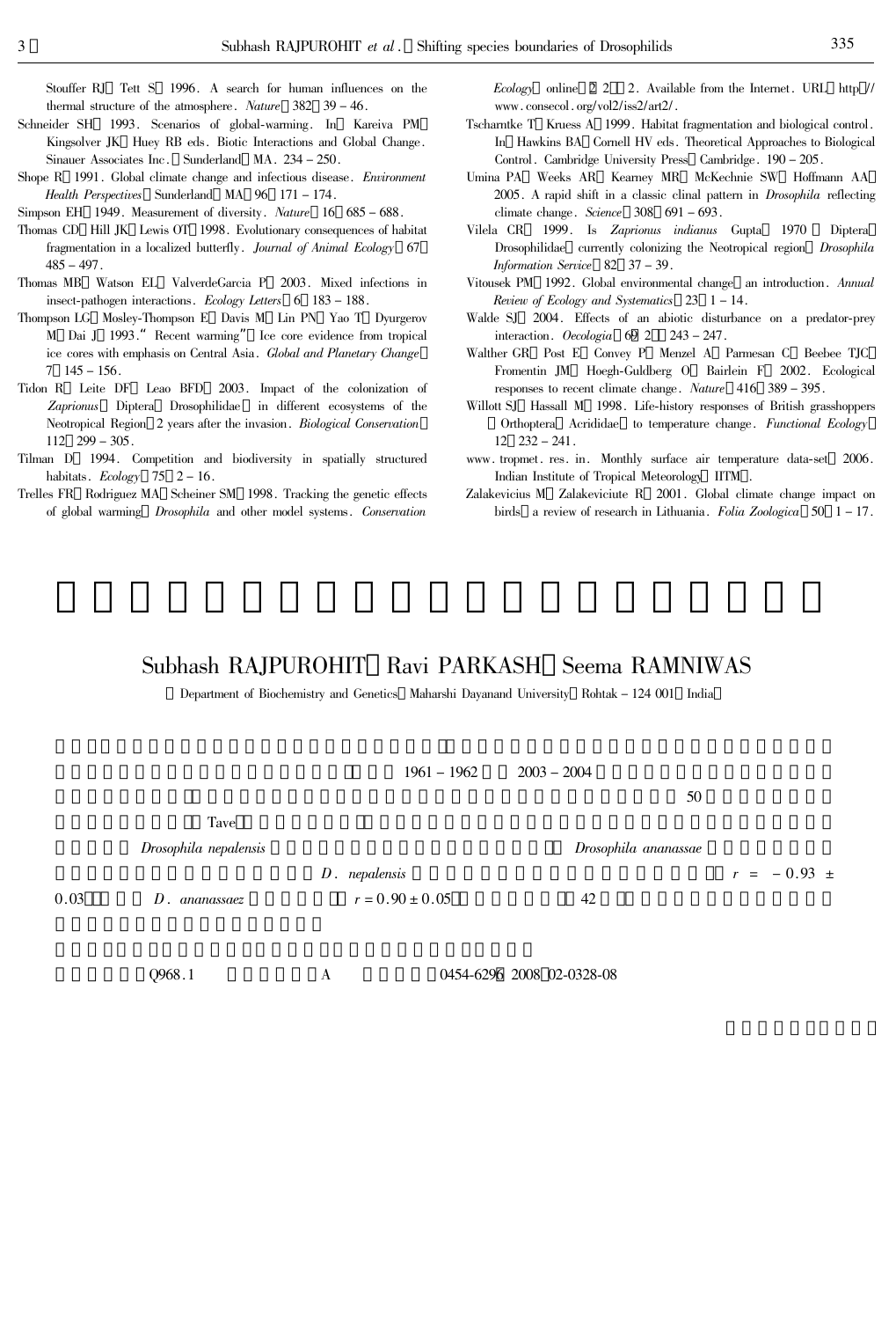Stouffer RJ Tett S 1996. A search for human influences on the thermal structure of the atmosphere. *Nature* 382 39 – 46.

Schneider SH 1993. Scenarios of global-warming. In Kareiva PM Kingsolver JK Huey RB eds. Biotic Interactions and Global Change. Sinauer Associates Inc. Sunderland MA. 234 – 250.

Shope R 1991. Global climate change and infectious disease. *Environment Health Perspectives* Sunderland MA 96 171 – 174.

Simpson EH 1949. Measurement of diversity. *Nature* 16 685 – 688.

Thomas CD Hill JK Lewis OT 1998. Evolutionary consequences of habitat fragmentation in a localized butterfly. *Journal of Animal Ecology* 67 485 – 497.

Thomas MB Watson EL ValverdeGarcia P 2003. Mixed infections in insect-pathogen interactions. *Ecology Letters* 6 183 – 188.

Thompson LG Mosley-Thompson E Davis M Lin PN Yao T Dyurgerov M Dai J 1993. " Recent warming" Ice core evidence from tropical ice cores with emphasis on Central Asia. *Global and Planetary Change* 7 145 – 156.

Tidon R Leite DF Leao BFD 2003. Impact of the colonization of *Zaprionus* Diptera Drosophilidae in different ecosystems of the Neotropical Region 2 years after the invasion. *Biological Conservation* 112 299 – 305.

Tilman D 1994. Competition and biodiversity in spatially structured habitats. *Ecology* 75 2 – 16.

Trelles FR Rodriguez MA Scheiner SM 1998. Tracking the genetic effects of global warming *Drosophila* and other model systems. *Conservation Ecology* online 2 2 2. Available from the Internet. URL http // www.consecol.org/vol2/iss2/art2/.

Tscharntke T Kruess A 1999. Habitat fragmentation and biological control. In Hawkins BA Cornell HV eds. Theoretical Approaches to Biological Control. Cambridge University Press Cambridge. 190 – 205.

Umina PA Weeks AR Kearney MR McKechnie SW Hoffmann AA 2005. A rapid shift in a classic clinal pattern in *Drosophila* reflecting climate change. *Science* 308 691 – 693.

Vilela CR 1999. Is *Zaprionus indianus* Gupta 1970 Diptera Drosophilidae currently colonizing the Neotropical region *Drosophila Information Service* 82 37 – 39.

Vitousek PM 1992. Global environmental change an introduction. *Annual Review of Ecology and Systematics* 23 1 – 14.

Walde SJ 2004. Effects of an abiotic disturbance on a predator-prey interaction. *Oecologia* 69 2 243 – 247.

Walther GR Post E Convey P Menzel A Parmesan C Beebee TJC Fromentin JM Hoegh-Guldberg O Bairlein F 2002. Ecological responses to recent climate change. *Nature* 416 389 – 395.

Willott SJ Hassall M 1998. Life-history responses of British grasshoppers Orthoptera Acrididae to temperature change. *Functional Ecology* 12 232 – 241.

www.tropmet.res.in. Monthly surface air temperature data-set 2006. Indian Institute of Tropical Meteorology IITM .

Zalakevicius M Zalakeviciute R 2001. Global climate change impact on birds a review of research in Lithuania. *Folia Zoologica* 50 1 – 17.

Subhash RAJPUROHIT Ravi PARKASH Seema RAMNIWAS

Department of Biochemistry and Genetics Maharshi Dayanand University Rohtak – 124 001 India

1961 – 1962 2003 – 2004 50 Tave *Drosophila nepalensis* *Drosophila ananassae* *D. nepalensis* $r = -0.93 \pm 0.03$ *D. ananassaez* $r = 0.90 \pm 0.05$ 42

Q968.1 A 0454-6296 2008 02-0328-08